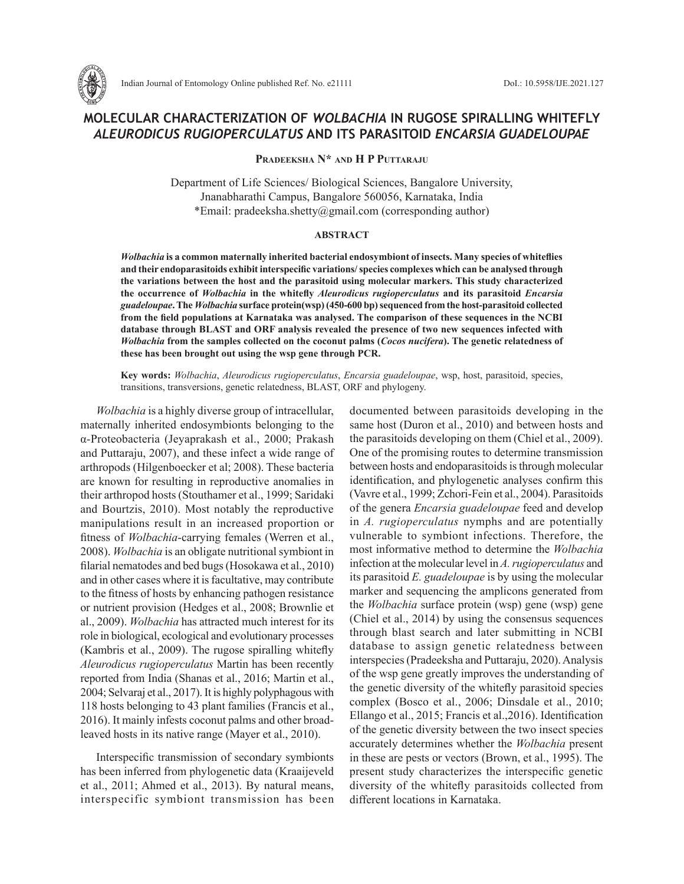# MOLECULAR CHARACTERIZATION OF *WOLBACHIA* IN RUGOSE SPIRALLING WHITEFLY *ALEURODICUS RUGIOPERCULATUS* AND ITS PARASITOID *ENCARSIA GUADELOUPAE*

**Pradeeksha N\* and H P Puttaraju**

Department of Life Sciences/ Biological Sciences, Bangalore University, Jnanabharathi Campus, Bangalore 560056, Karnataka, India
\*Email: pradeeksha.shetty@gmail.com (corresponding author)

## ABSTRACT

***Wolbachia* is a common maternally inherited bacterial endosymbiont of insects. Many species of whiteflies and their endoparasitoids exhibit interspecific variations/ species complexes which can be analysed through the variations between the host and the parasitoid using molecular markers. This study characterized the occurrence of *Wolbachia* in the whitefly *Aleurodicus rugioperculatus* and its parasitoid *Encarsia guadeloupae*. The *Wolbachia* surface protein(wsp) (450-600 bp) sequenced from the host-parasitoid collected from the field populations at Karnataka was analysed. The comparison of these sequences in the NCBI database through BLAST and ORF analysis revealed the presence of two new sequences infected with *Wolbachia* from the samples collected on the coconut palms (*Cocos nucifera*). The genetic relatedness of these has been brought out using the wsp gene through PCR.**

**Key words:** *Wolbachia*, *Aleurodicus rugioperculatus*, *Encarsia guadeloupae*, wsp, host, parasitoid, species, transitions, transversions, genetic relatedness, BLAST, ORF and phylogeny.

*Wolbachia* is a highly diverse group of intracellular, maternally inherited endosymbionts belonging to the α-Proteobacteria (Jeyaprakash et al., 2000; Prakash and Puttaraju, 2007), and these infect a wide range of arthropods (Hilgenboecker et al; 2008). These bacteria are known for resulting in reproductive anomalies in their arthropod hosts (Stouthamer et al., 1999; Saridaki and Bourtzis, 2010). Most notably the reproductive manipulations result in an increased proportion or fitness of *Wolbachia*-carrying females (Werren et al., 2008). *Wolbachia* is an obligate nutritional symbiont in filarial nematodes and bed bugs (Hosokawa et al., 2010) and in other cases where it is facultative, may contribute to the fitness of hosts by enhancing pathogen resistance or nutrient provision (Hedges et al., 2008; Brownlie et al., 2009). *Wolbachia* has attracted much interest for its role in biological, ecological and evolutionary processes (Kambris et al., 2009). The rugose spiralling whitefly *Aleurodicus rugioperculatus* Martin has been recently reported from India (Shanas et al., 2016; Martin et al., 2004; Selvaraj et al., 2017). It is highly polyphagous with 118 hosts belonging to 43 plant families (Francis et al., 2016). It mainly infests coconut palms and other broad-leaved hosts in its native range (Mayer et al., 2010).

Interspecific transmission of secondary symbionts has been inferred from phylogenetic data (Kraaijeveld et al., 2011; Ahmed et al., 2013). By natural means, interspecific symbiont transmission has been documented between parasitoids developing in the same host (Duron et al., 2010) and between hosts and the parasitoids developing on them (Chiel et al., 2009). One of the promising routes to determine transmission between hosts and endoparasitoids is through molecular identification, and phylogenetic analyses confirm this (Vavre et al., 1999; Zchori-Fein et al., 2004). Parasitoids of the genera *Encarsia guadeloupae* feed and develop in *A. rugioperculatus* nymphs and are potentially vulnerable to symbiont infections. Therefore, the most informative method to determine the *Wolbachia* infection at the molecular level in *A. rugioperculatus* and its parasitoid *E. guadeloupae* is by using the molecular marker and sequencing the amplicons generated from the *Wolbachia* surface protein (wsp) gene (wsp) gene (Chiel et al., 2014) by using the consensus sequences through blast search and later submitting in NCBI database to assign genetic relatedness between interspecies (Pradeeksha and Puttaraju, 2020). Analysis of the wsp gene greatly improves the understanding of the genetic diversity of the whitefly parasitoid species complex (Bosco et al., 2006; Dinsdale et al., 2010; Ellango et al., 2015; Francis et al.,2016). Identification of the genetic diversity between the two insect species accurately determines whether the *Wolbachia* present in these are pests or vectors (Brown, et al., 1995). The present study characterizes the interspecific genetic diversity of the whitefly parasitoids collected from different locations in Karnataka.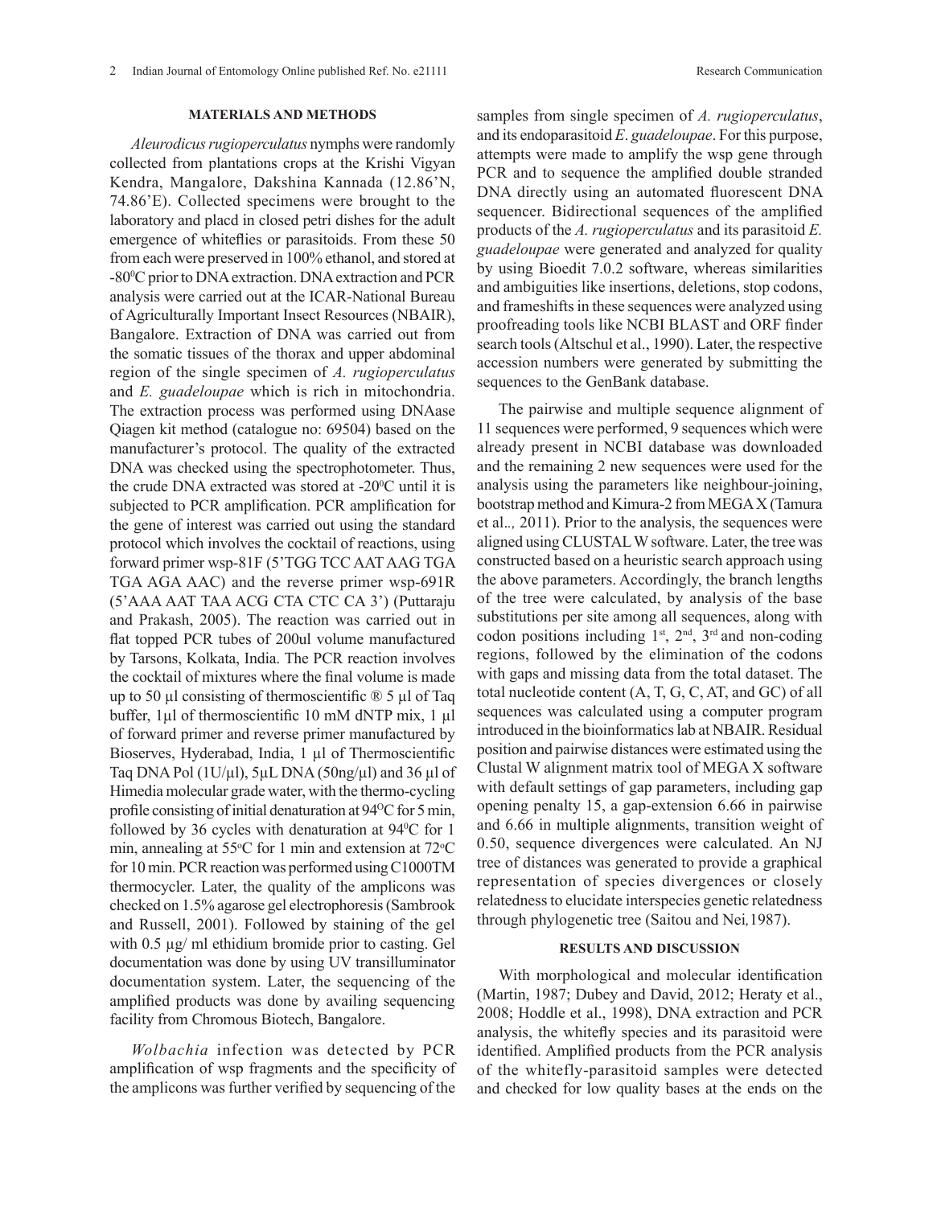## MATERIALS AND METHODS

*Aleurodicus rugioperculatus* nymphs were randomly collected from plantations crops at the Krishi Vigyan Kendra, Mangalore, Dakshina Kannada (12.86'N, 74.86'E). Collected specimens were brought to the laboratory and placd in closed petri dishes for the adult emergence of whiteflies or parasitoids. From these 50 from each were preserved in 100% ethanol, and stored at -80$^0$C prior to DNA extraction. DNA extraction and PCR analysis were carried out at the ICAR-National Bureau of Agriculturally Important Insect Resources (NBAIR), Bangalore. Extraction of DNA was carried out from the somatic tissues of the thorax and upper abdominal region of the single specimen of *A. rugioperculatus* and *E. guadeloupae* which is rich in mitochondria. The extraction process was performed using DNAase Qiagen kit method (catalogue no: 69504) based on the manufacturer's protocol. The quality of the extracted DNA was checked using the spectrophotometer. Thus, the crude DNA extracted was stored at -20$^0$C until it is subjected to PCR amplification. PCR amplification for the gene of interest was carried out using the standard protocol which involves the cocktail of reactions, using forward primer wsp-81F (5'TGG TCC AAT AAG TGA TGA AGA AAC) and the reverse primer wsp-691R (5'AAA AAT TAA ACG CTA CTC CA 3') (Puttaraju and Prakash, 2005). The reaction was carried out in flat topped PCR tubes of 200ul volume manufactured by Tarsons, Kolkata, India. The PCR reaction involves the cocktail of mixtures where the final volume is made up to 50 µl consisting of thermoscientific ® 5 µl of Taq buffer, 1µl of thermoscientific 10 mM dNTP mix, 1 µl of forward primer and reverse primer manufactured by Bioserves, Hyderabad, India, 1 µl of Thermoscientific Taq DNA Pol (1U/µl), 5µL DNA (50ng/µl) and 36 µl of Himedia molecular grade water, with the thermo-cycling profile consisting of initial denaturation at 94$^O$C for 5 min, followed by 36 cycles with denaturation at 94$^0$C for 1 min, annealing at 55$^o$C for 1 min and extension at 72$^o$C for 10 min. PCR reaction was performed using C1000TM thermocycler. Later, the quality of the amplicons was checked on 1.5% agarose gel electrophoresis (Sambrook and Russell, 2001). Followed by staining of the gel with 0.5 µg/ ml ethidium bromide prior to casting. Gel documentation was done by using UV transilluminator documentation system. Later, the sequencing of the amplified products was done by availing sequencing facility from Chromous Biotech, Bangalore.

*Wolbachia* infection was detected by PCR amplification of wsp fragments and the specificity of the amplicons was further verified by sequencing of the samples from single specimen of *A. rugioperculatus*, and its endoparasitoid *E. guadeloupae*. For this purpose, attempts were made to amplify the wsp gene through PCR and to sequence the amplified double stranded DNA directly using an automated fluorescent DNA sequencer. Bidirectional sequences of the amplified products of the *A. rugioperculatus* and its parasitoid *E. guadeloupae* were generated and analyzed for quality by using Bioedit 7.0.2 software, whereas similarities and ambiguities like insertions, deletions, stop codons, and frameshifts in these sequences were analyzed using proofreading tools like NCBI BLAST and ORF finder search tools (Altschul et al., 1990). Later, the respective accession numbers were generated by submitting the sequences to the GenBank database.

The pairwise and multiple sequence alignment of 11 sequences were performed, 9 sequences which were already present in NCBI database was downloaded and the remaining 2 new sequences were used for the analysis using the parameters like neighbour-joining, bootstrap method and Kimura-2 from MEGA X (Tamura et al*.,* 2011). Prior to the analysis, the sequences were aligned using CLUSTAL W software. Later, the tree was constructed based on a heuristic search approach using the above parameters. Accordingly, the branch lengths of the tree were calculated, by analysis of the base substitutions per site among all sequences, along with codon positions including 1$^{st}$, 2$^{nd}$, 3$^{rd}$ and non-coding regions, followed by the elimination of the codons with gaps and missing data from the total dataset. The total nucleotide content (A, T, G, C, AT, and GC) of all sequences was calculated using a computer program introduced in the bioinformatics lab at NBAIR. Residual position and pairwise distances were estimated using the Clustal W alignment matrix tool of MEGA X software with default settings of gap parameters, including gap opening penalty 15, a gap-extension 6.66 in pairwise and 6.66 in multiple alignments, transition weight of 0.50, sequence divergences were calculated. An NJ tree of distances was generated to provide a graphical representation of species divergences or closely relatedness to elucidate interspecies genetic relatedness through phylogenetic tree (Saitou and Nei*,*1987).

## RESULTS AND DISCUSSION

With morphological and molecular identification (Martin, 1987; Dubey and David, 2012; Heraty et al., 2008; Hoddle et al., 1998), DNA extraction and PCR analysis, the whitefly species and its parasitoid were identified. Amplified products from the PCR analysis of the whitefly-parasitoid samples were detected and checked for low quality bases at the ends on the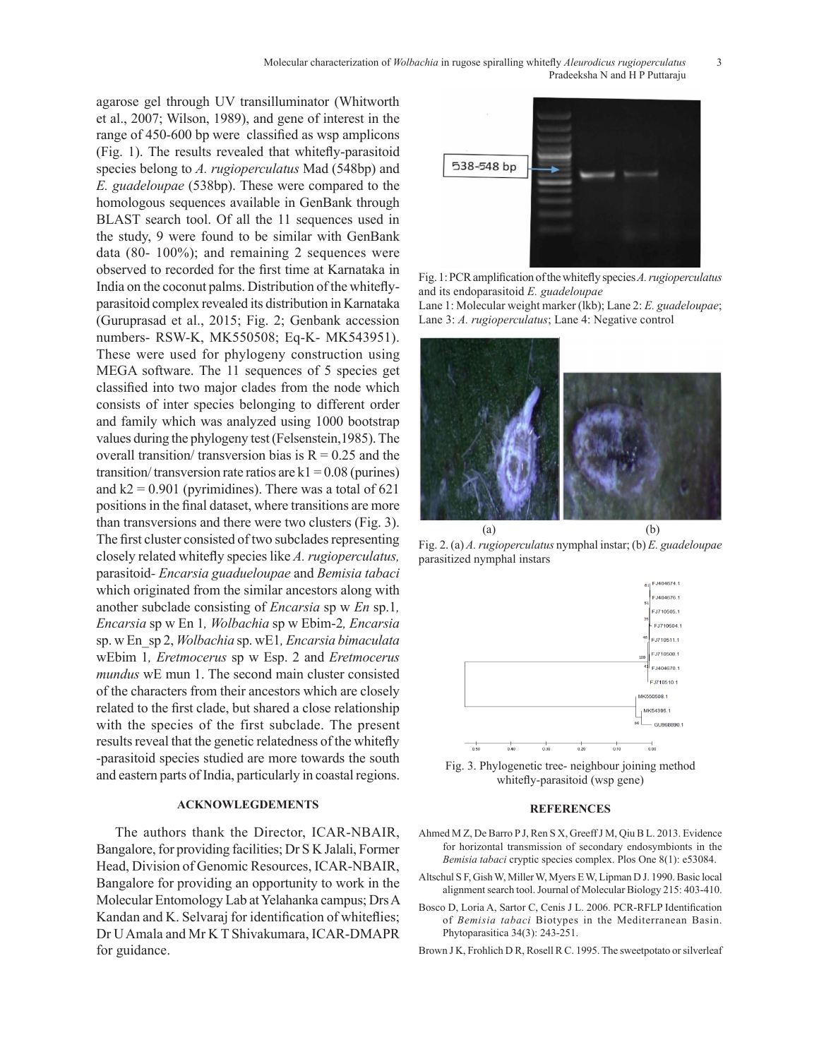agarose gel through UV transilluminator (Whitworth et al., 2007; Wilson, 1989), and gene of interest in the range of 450-600 bp were classified as wsp amplicons (Fig. 1). The results revealed that whitefly-parasitoid species belong to *A. rugioperculatus* Mad (548bp) and *E. guadeloupae* (538bp). These were compared to the homologous sequences available in GenBank through BLAST search tool. Of all the 11 sequences used in the study, 9 were found to be similar with GenBank data (80- 100%); and remaining 2 sequences were observed to recorded for the first time at Karnataka in India on the coconut palms. Distribution of the whitefly-parasitoid complex revealed its distribution in Karnataka (Guruprasad et al., 2015; Fig. 2; Genbank accession numbers- RSW-K, MK550508; Eq-K- MK543951). These were used for phylogeny construction using MEGA software. The 11 sequences of 5 species get classified into two major clades from the node which consists of inter species belonging to different order and family which was analyzed using 1000 bootstrap values during the phylogeny test (Felsenstein,1985). The overall transition/ transversion bias is R = 0.25 and the transition/ transversion rate ratios are k1 = 0.08 (purines) and k2 = 0.901 (pyrimidines). There was a total of 621 positions in the final dataset, where transitions are more than transversions and there were two clusters (Fig. 3). The first cluster consisted of two subclades representing closely related whitefly species like *A. rugioperculatus,* parasitoid- *Encarsia guadueloupae* and *Bemisia tabaci* which originated from the similar ancestors along with another subclade consisting of *Encarsia* sp w *En* sp.1*, Encarsia* sp w En 1*, Wolbachia* sp w Ebim-2*, Encarsia* sp. w En_sp 2, *Wolbachia* sp. wE1*, Encarsia bimaculata* wEbim 1*, Eretmocerus* sp w Esp. 2 and *Eretmocerus mundus* wE mun 1. The second main cluster consisted of the characters from their ancestors which are closely related to the first clade, but shared a close relationship with the species of the first subclade. The present results reveal that the genetic relatedness of the whitefly -parasitoid species studied are more towards the south and eastern parts of India, particularly in coastal regions.

Fig. 1: PCR amplification of the whitefly species *A. rugioperculatus* and its endoparasitoid *E. guadeloupae*
Lane 1: Molecular weight marker (lkb); Lane 2: *E. guadeloupae*; Lane 3: *A. rugioperculatus*; Lane 4: Negative control

Fig. 2. (a) *A. rugioperculatus* nymphal instar; (b) *E. guadeloupae* parasitized nymphal instars

Fig. 3. Phylogenetic tree- neighbour joining method whitefly-parasitoid (wsp gene)

## ACKNOWLEGDEMENTS

The authors thank the Director, ICAR-NBAIR, Bangalore, for providing facilities; Dr S K Jalali, Former Head, Division of Genomic Resources, ICAR-NBAIR, Bangalore for providing an opportunity to work in the Molecular Entomology Lab at Yelahanka campus; Drs A Kandan and K. Selvaraj for identification of whiteflies; Dr U Amala and Mr K T Shivakumara, ICAR-DMAPR for guidance.

## REFERENCES

Ahmed M Z, De Barro P J, Ren S X, Greeff J M, Qiu B L. 2013. Evidence for horizontal transmission of secondary endosymbionts in the *Bemisia tabaci* cryptic species complex. Plos One 8(1): e53084.

Altschul S F, Gish W, Miller W, Myers E W, Lipman D J. 1990. Basic local alignment search tool. Journal of Molecular Biology 215: 403-410.

Bosco D, Loria A, Sartor C, Cenis J L. 2006. PCR-RFLP Identification of *Bemisia tabaci* Biotypes in the Mediterranean Basin. Phytoparasitica 34(3): 243-251.

Brown J K, Frohlich D R, Rosell R C. 1995. The sweetpotato or silverleaf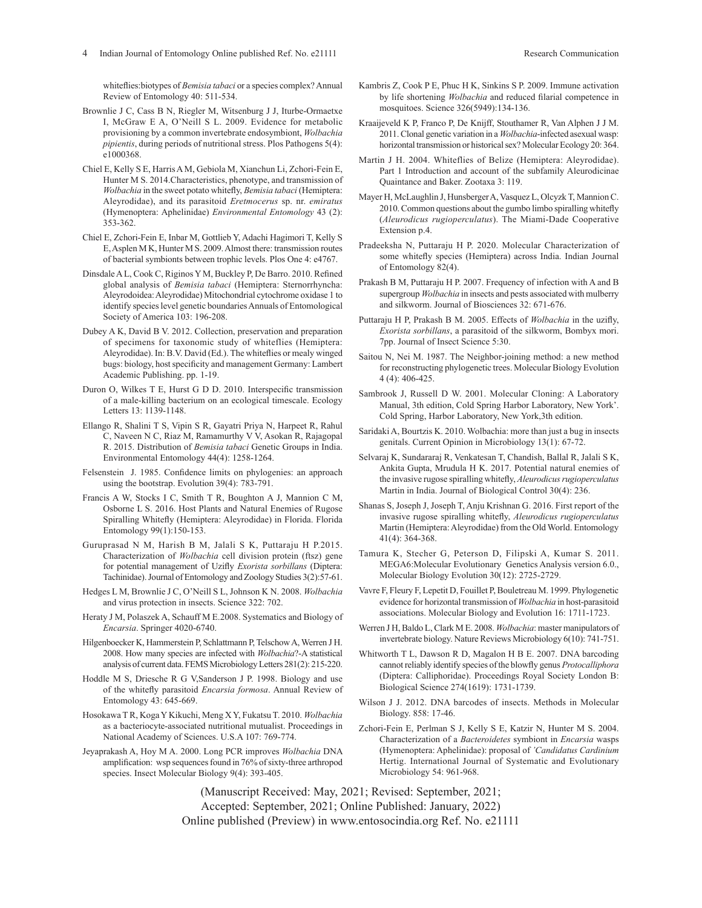whiteflies:biotypes of *Bemisia tabaci* or a species complex? Annual Review of Entomology 40: 511-534.

Brownlie J C, Cass B N, Riegler M, Witsenburg J J, Iturbe-Ormaetxe I, McGraw E A, O'Neill S L. 2009. Evidence for metabolic provisioning by a common invertebrate endosymbiont, *Wolbachia pipientis*, during periods of nutritional stress. Plos Pathogens 5(4): e1000368.

Chiel E, Kelly S E, Harris A M, Gebiola M, Xianchun Li, Zchori-Fein E, Hunter M S. 2014.Characteristics, phenotype, and transmission of *Wolbachia* in the sweet potato whitefly, *Bemisia tabaci* (Hemiptera: Aleyrodidae), and its parasitoid *Eretmocerus* sp. nr. *emiratus* (Hymenoptera: Aphelinidae) *Environmental Entomology* 43 (2): 353-362.

Chiel E, Zchori-Fein E, Inbar M, Gottlieb Y, Adachi Hagimori T, Kelly S E, Asplen M K, Hunter M S. 2009. Almost there: transmission routes of bacterial symbionts between trophic levels. Plos One 4: e4767.

Dinsdale A L, Cook C, Riginos Y M, Buckley P, De Barro. 2010. Refined global analysis of *Bemisia tabaci* (Hemiptera: Sternorrhyncha: Aleyrodoidea: Aleyrodidae) Mitochondrial cytochrome oxidase 1 to identify species level genetic boundaries Annuals of Entomological Society of America 103: 196-208.

Dubey A K, David B V. 2012. Collection, preservation and preparation of specimens for taxonomic study of whiteflies (Hemiptera: Aleyrodidae). In: B.V. David (Ed.). The whiteflies or mealy winged bugs: biology, host specificity and management Germany: Lambert Academic Publishing. pp. 1-19.

Duron O, Wilkes T E, Hurst G D D. 2010. Interspecific transmission of a male-killing bacterium on an ecological timescale. Ecology Letters 13: 1139-1148.

Ellango R, Shalini T S, Vipin S R, Gayatri Priya N, Harpeet R, Rahul C, Naveen N C, Riaz M, Ramamurthy V V, Asokan R, Rajagopal R. 2015. Distribution of *Bemisia tabaci* Genetic Groups in India. Environmental Entomology 44(4): 1258-1264.

Felsenstein J. 1985. Confidence limits on phylogenies: an approach using the bootstrap. Evolution 39(4): 783-791.

Francis A W, Stocks I C, Smith T R, Boughton A J, Mannion C M, Osborne L S. 2016. Host Plants and Natural Enemies of Rugose Spiralling Whitefly (Hemiptera: Aleyrodidae) in Florida. Florida Entomology 99(1):150-153.

Guruprasad N M, Harish B M, Jalali S K, Puttaraju H P.2015. Characterization of *Wolbachia* cell division protein (ftsz) gene for potential management of Uzifly *Exorista sorbillans* (Diptera: Tachinidae). Journal of Entomology and Zoology Studies 3(2):57-61.

Hedges L M, Brownlie J C, O'Neill S L, Johnson K N. 2008. *Wolbachia* and virus protection in insects. Science 322: 702.

Heraty J M, Polaszek A, Schauff M E.2008. Systematics and Biology of *Encarsia*. Springer 4020-6740.

Hilgenboecker K, Hammerstein P, Schlattmann P, Telschow A, Werren J H. 2008. How many species are infected with *Wolbachia*?-A statistical analysis of current data. FEMS Microbiology Letters 281(2): 215-220.

Hoddle M S, Driesche R G V,Sanderson J P. 1998. Biology and use of the whitefly parasitoid *Encarsia formosa*. Annual Review of Entomology 43: 645-669.

Hosokawa T R, Koga Y Kikuchi, Meng X Y, Fukatsu T. 2010. *Wolbachia* as a bacteriocyte-associated nutritional mutualist. Proceedings in National Academy of Sciences. U.S.A 107: 769-774.

Jeyaprakash A, Hoy M A. 2000. Long PCR improves *Wolbachia* DNA amplification: wsp sequences found in 76% of sixty-three arthropod species. Insect Molecular Biology 9(4): 393-405.

Kambris Z, Cook P E, Phuc H K, Sinkins S P. 2009. Immune activation by life shortening *Wolbachia* and reduced filarial competence in mosquitoes. Science 326(5949):134-136.

Kraaijeveld K P, Franco P, De Knijff, Stouthamer R, Van Alphen J J M. 2011. Clonal genetic variation in a *Wolbachia*-infected asexual wasp: horizontal transmission or historical sex? Molecular Ecology 20: 364.

Martin J H. 2004. Whiteflies of Belize (Hemiptera: Aleyrodidae). Part 1 Introduction and account of the subfamily Aleurodicinae Quaintance and Baker. Zootaxa 3: 119.

Mayer H, McLaughlin J, Hunsberger A, Vasquez L, Olcyzk T, Mannion C. 2010. Common questions about the gumbo limbo spiralling whitefly (*Aleurodicus rugioperculatus*). The Miami-Dade Cooperative Extension p.4.

Pradeeksha N, Puttaraju H P. 2020. Molecular Characterization of some whitefly species (Hemiptera) across India. Indian Journal of Entomology 82(4).

Prakash B M, Puttaraju H P. 2007. Frequency of infection with A and B supergroup *Wolbachia* in insects and pests associated with mulberry and silkworm. Journal of Biosciences 32: 671-676.

Puttaraju H P, Prakash B M. 2005. Effects of *Wolbachia* in the uzifly, *Exorista sorbillans*, a parasitoid of the silkworm, Bombyx mori. 7pp. Journal of Insect Science 5:30.

Saitou N, Nei M. 1987. The Neighbor-joining method: a new method for reconstructing phylogenetic trees. Molecular Biology Evolution 4 (4): 406-425.

Sambrook J, Russell D W. 2001. Molecular Cloning: A Laboratory Manual, 3th edition, Cold Spring Harbor Laboratory, New York'. Cold Spring, Harbor Laboratory, New York,3th edition.

Saridaki A, Bourtzis K. 2010. Wolbachia: more than just a bug in insects genitals. Current Opinion in Microbiology 13(1): 67-72.

Selvaraj K, Sundararaj R, Venkatesan T, Chandish, Ballal R, Jalali S K, Ankita Gupta, Mrudula H K. 2017. Potential natural enemies of the invasive rugose spiralling whitefly, *Aleurodicus rugioperculatus* Martin in India. Journal of Biological Control 30(4): 236.

Shanas S, Joseph J, Joseph T, Anju Krishnan G. 2016. First report of the invasive rugose spiralling whitefly, *Aleurodicus rugioperculatus* Martin (Hemiptera: Aleyrodidae) from the Old World. Entomology 41(4): 364-368.

Tamura K, Stecher G, Peterson D, Filipski A, Kumar S. 2011. MEGA6:Molecular Evolutionary Genetics Analysis version 6.0., Molecular Biology Evolution 30(12): 2725-2729.

Vavre F, Fleury F, Lepetit D, Fouillet P, Bouletreau M. 1999. Phylogenetic evidence for horizontal transmission of *Wolbachia* in host-parasitoid associations. Molecular Biology and Evolution 16: 1711-1723.

Werren J H, Baldo L, Clark M E. 2008. *Wolbachia*: master manipulators of invertebrate biology. Nature Reviews Microbiology 6(10): 741-751.

Whitworth T L, Dawson R D, Magalon H B E. 2007. DNA barcoding cannot reliably identify species of the blowfly genus *Protocalliphora* (Diptera: Calliphoridae). Proceedings Royal Society London B: Biological Science 274(1619): 1731-1739.

Wilson J J. 2012. DNA barcodes of insects. Methods in Molecular Biology. 858: 17-46.

Zchori-Fein E, Perlman S J, Kelly S E, Katzir N, Hunter M S. 2004. Characterization of a *Bacteroidetes* symbiont in *Encarsia* wasps (Hymenoptera: Aphelinidae): proposal of *'Candidatus Cardinium* Hertig. International Journal of Systematic and Evolutionary Microbiology 54: 961-968.

(Manuscript Received: May, 2021; Revised: September, 2021; Accepted: September, 2021; Online Published: January, 2022)
Online published (Preview) in www.entosocindia.org Ref. No. e21111